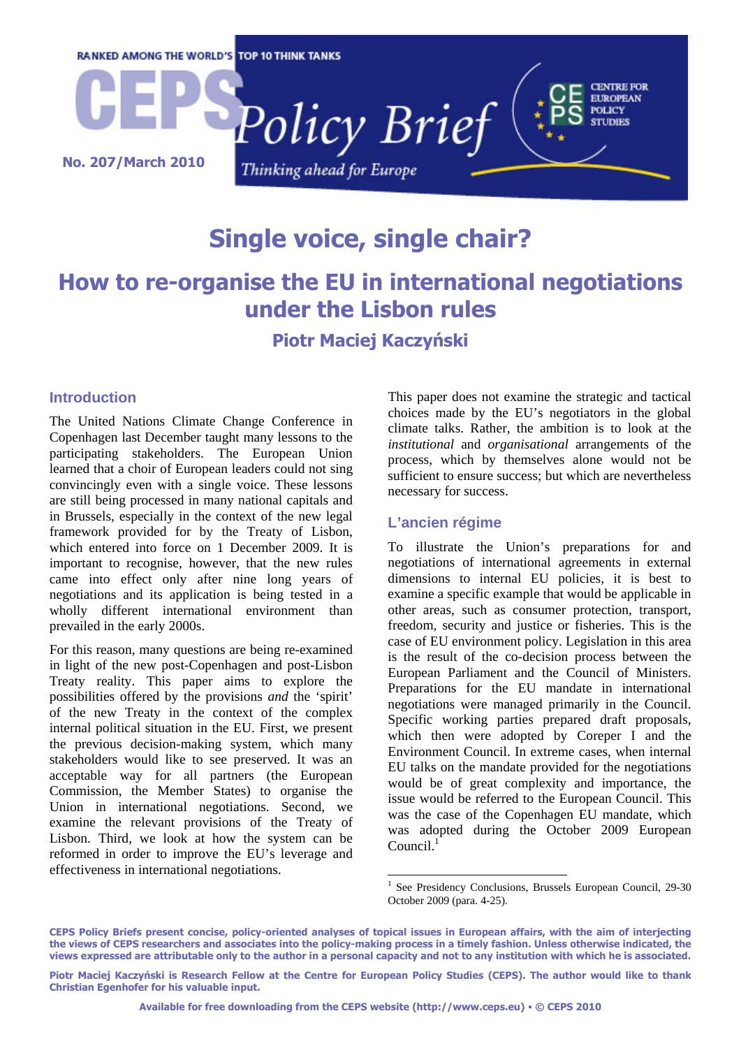RANKED AMONG THE WORLD'S TOP 10 THINK TANKS

# CEPS Policy Brief

Thinking ahead for Europe

CENTRE FOR EUROPEAN POLICY STUDIES

No. 207/March 2010

# Single voice, single chair?

## How to re-organise the EU in international negotiations under the Lisbon rules

### Piotr Maciej Kaczyński

### Introduction

The United Nations Climate Change Conference in Copenhagen last December taught many lessons to the participating stakeholders. The European Union learned that a choir of European leaders could not sing convincingly even with a single voice. These lessons are still being processed in many national capitals and in Brussels, especially in the context of the new legal framework provided for by the Treaty of Lisbon, which entered into force on 1 December 2009. It is important to recognise, however, that the new rules came into effect only after nine long years of negotiations and its application is being tested in a wholly different international environment than prevailed in the early 2000s.

For this reason, many questions are being re-examined in light of the new post-Copenhagen and post-Lisbon Treaty reality. This paper aims to explore the possibilities offered by the provisions *and* the 'spirit' of the new Treaty in the context of the complex internal political situation in the EU. First, we present the previous decision-making system, which many stakeholders would like to see preserved. It was an acceptable way for all partners (the European Commission, the Member States) to organise the Union in international negotiations. Second, we examine the relevant provisions of the Treaty of Lisbon. Third, we look at how the system can be reformed in order to improve the EU's leverage and effectiveness in international negotiations.

This paper does not examine the strategic and tactical choices made by the EU's negotiators in the global climate talks. Rather, the ambition is to look at the *institutional* and *organisational* arrangements of the process, which by themselves alone would not be sufficient to ensure success; but which are nevertheless necessary for success.

### L'ancien régime

To illustrate the Union's preparations for and negotiations of international agreements in external dimensions to internal EU policies, it is best to examine a specific example that would be applicable in other areas, such as consumer protection, transport, freedom, security and justice or fisheries. This is the case of EU environment policy. Legislation in this area is the result of the co-decision process between the European Parliament and the Council of Ministers. Preparations for the EU mandate in international negotiations were managed primarily in the Council. Specific working parties prepared draft proposals, which then were adopted by Coreper I and the Environment Council. In extreme cases, when internal EU talks on the mandate provided for the negotiations would be of great complexity and importance, the issue would be referred to the European Council. This was the case of the Copenhagen EU mandate, which was adopted during the October 2009 European Council.[1]

[1] See Presidency Conclusions, Brussels European Council, 29-30 October 2009 (para. 4-25).

**CEPS Policy Briefs present concise, policy-oriented analyses of topical issues in European affairs, with the aim of interjecting the views of CEPS researchers and associates into the policy-making process in a timely fashion. Unless otherwise indicated, the views expressed are attributable only to the author in a personal capacity and not to any institution with which he is associated.**

**Piotr Maciej Kaczyński is Research Fellow at the Centre for European Policy Studies (CEPS). The author would like to thank Christian Egenhofer for his valuable input.**

**Available for free downloading from the CEPS website (http://www.ceps.eu) • © CEPS 2010**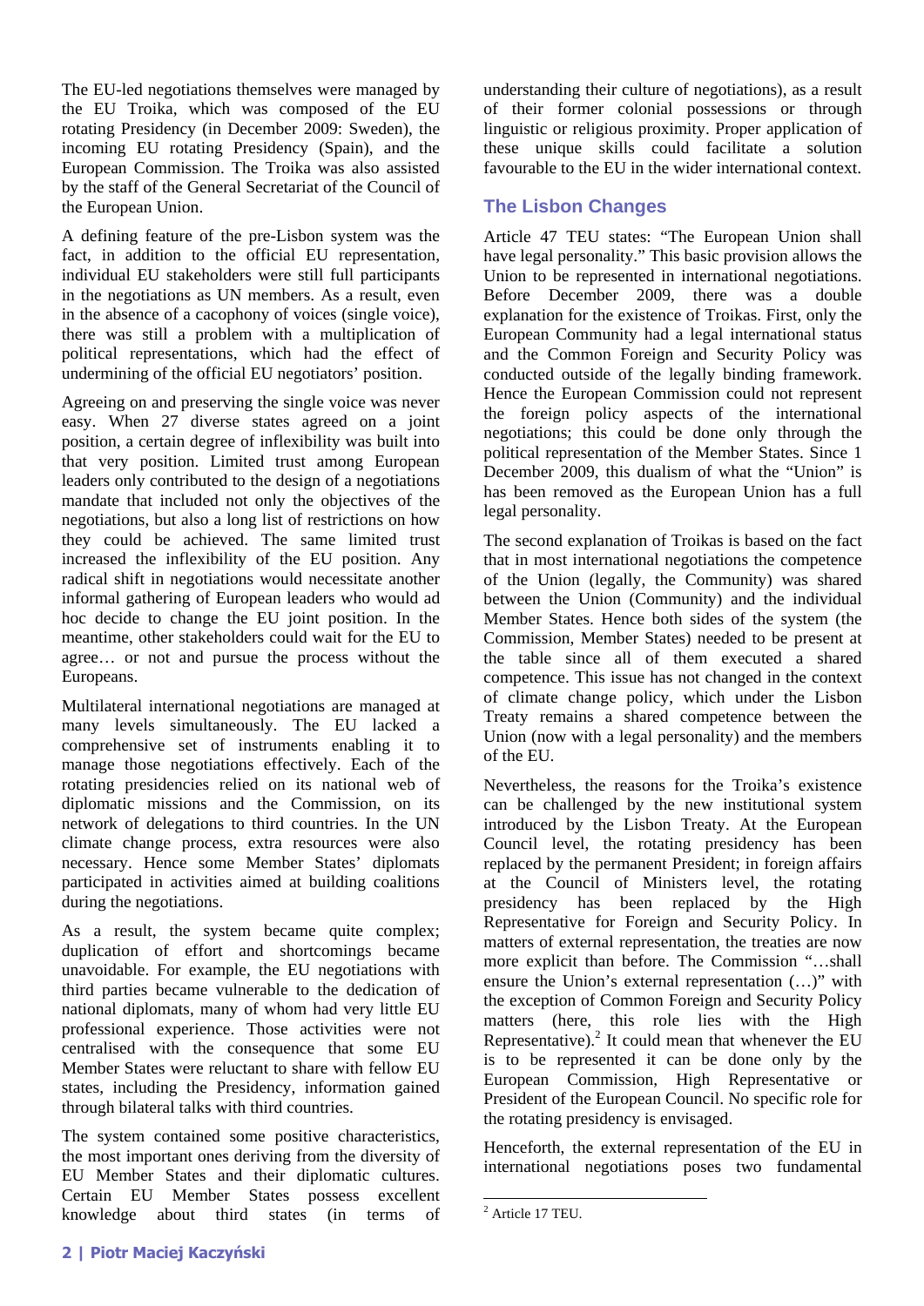The EU-led negotiations themselves were managed by the EU Troika, which was composed of the EU rotating Presidency (in December 2009: Sweden), the incoming EU rotating Presidency (Spain), and the European Commission. The Troika was also assisted by the staff of the General Secretariat of the Council of the European Union.

A defining feature of the pre-Lisbon system was the fact, in addition to the official EU representation, individual EU stakeholders were still full participants in the negotiations as UN members. As a result, even in the absence of a cacophony of voices (single voice), there was still a problem with a multiplication of political representations, which had the effect of undermining of the official EU negotiators' position.

Agreeing on and preserving the single voice was never easy. When 27 diverse states agreed on a joint position, a certain degree of inflexibility was built into that very position. Limited trust among European leaders only contributed to the design of a negotiations mandate that included not only the objectives of the negotiations, but also a long list of restrictions on how they could be achieved. The same limited trust increased the inflexibility of the EU position. Any radical shift in negotiations would necessitate another informal gathering of European leaders who would ad hoc decide to change the EU joint position. In the meantime, other stakeholders could wait for the EU to agree… or not and pursue the process without the Europeans.

Multilateral international negotiations are managed at many levels simultaneously. The EU lacked a comprehensive set of instruments enabling it to manage those negotiations effectively. Each of the rotating presidencies relied on its national web of diplomatic missions and the Commission, on its network of delegations to third countries. In the UN climate change process, extra resources were also necessary. Hence some Member States' diplomats participated in activities aimed at building coalitions during the negotiations.

As a result, the system became quite complex; duplication of effort and shortcomings became unavoidable. For example, the EU negotiations with third parties became vulnerable to the dedication of national diplomats, many of whom had very little EU professional experience. Those activities were not centralised with the consequence that some EU Member States were reluctant to share with fellow EU states, including the Presidency, information gained through bilateral talks with third countries.

The system contained some positive characteristics, the most important ones deriving from the diversity of EU Member States and their diplomatic cultures. Certain EU Member States possess excellent knowledge about third states (in terms of understanding their culture of negotiations), as a result of their former colonial possessions or through linguistic or religious proximity. Proper application of these unique skills could facilitate a solution favourable to the EU in the wider international context.

## The Lisbon Changes

Article 47 TEU states: "The European Union shall have legal personality." This basic provision allows the Union to be represented in international negotiations. Before December 2009, there was a double explanation for the existence of Troikas. First, only the European Community had a legal international status and the Common Foreign and Security Policy was conducted outside of the legally binding framework. Hence the European Commission could not represent the foreign policy aspects of the international negotiations; this could be done only through the political representation of the Member States. Since 1 December 2009, this dualism of what the "Union" is has been removed as the European Union has a full legal personality.

The second explanation of Troikas is based on the fact that in most international negotiations the competence of the Union (legally, the Community) was shared between the Union (Community) and the individual Member States. Hence both sides of the system (the Commission, Member States) needed to be present at the table since all of them executed a shared competence. This issue has not changed in the context of climate change policy, which under the Lisbon Treaty remains a shared competence between the Union (now with a legal personality) and the members of the EU.

Nevertheless, the reasons for the Troika's existence can be challenged by the new institutional system introduced by the Lisbon Treaty. At the European Council level, the rotating presidency has been replaced by the permanent President; in foreign affairs at the Council of Ministers level, the rotating presidency has been replaced by the High Representative for Foreign and Security Policy. In matters of external representation, the treaties are now more explicit than before. The Commission "…shall ensure the Union's external representation (…)" with the exception of Common Foreign and Security Policy matters (here, this role lies with the High Representative).[2] It could mean that whenever the EU is to be represented it can be done only by the European Commission, High Representative or President of the European Council. No specific role for the rotating presidency is envisaged.

Henceforth, the external representation of the EU in international negotiations poses two fundamental

[2] Article 17 TEU.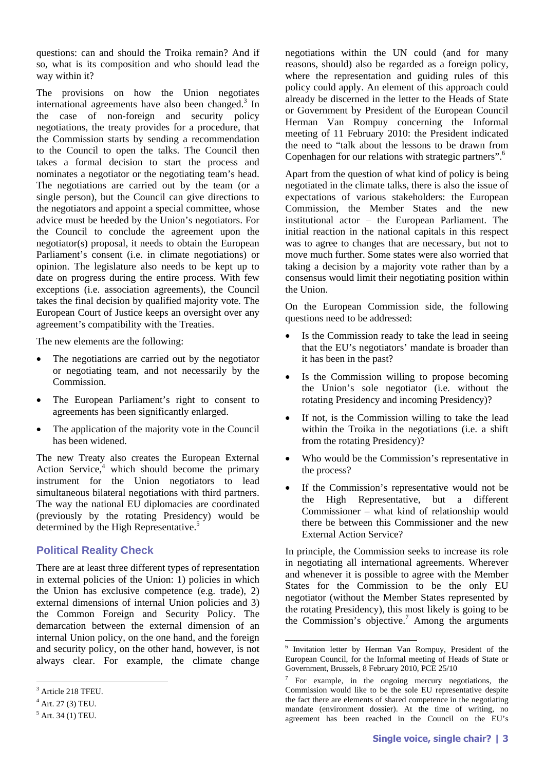questions: can and should the Troika remain? And if so, what is its composition and who should lead the way within it?

The provisions on how the Union negotiates international agreements have also been changed.[3] In the case of non-foreign and security policy negotiations, the treaty provides for a procedure, that the Commission starts by sending a recommendation to the Council to open the talks. The Council then takes a formal decision to start the process and nominates a negotiator or the negotiating team's head. The negotiations are carried out by the team (or a single person), but the Council can give directions to the negotiators and appoint a special committee, whose advice must be heeded by the Union's negotiators. For the Council to conclude the agreement upon the negotiator(s) proposal, it needs to obtain the European Parliament's consent (i.e. in climate negotiations) or opinion. The legislature also needs to be kept up to date on progress during the entire process. With few exceptions (i.e. association agreements), the Council takes the final decision by qualified majority vote. The European Court of Justice keeps an oversight over any agreement's compatibility with the Treaties.

The new elements are the following:

- The negotiations are carried out by the negotiator or negotiating team, and not necessarily by the Commission.
- The European Parliament's right to consent to agreements has been significantly enlarged.
- The application of the majority vote in the Council has been widened.

The new Treaty also creates the European External Action Service,[4] which should become the primary instrument for the Union negotiators to lead simultaneous bilateral negotiations with third partners. The way the national EU diplomacies are coordinated (previously by the rotating Presidency) would be determined by the High Representative.[5]

## Political Reality Check

There are at least three different types of representation in external policies of the Union: 1) policies in which the Union has exclusive competence (e.g. trade), 2) external dimensions of internal Union policies and 3) the Common Foreign and Security Policy. The demarcation between the external dimension of an internal Union policy, on the one hand, and the foreign and security policy, on the other hand, however, is not always clear. For example, the climate change negotiations within the UN could (and for many reasons, should) also be regarded as a foreign policy, where the representation and guiding rules of this policy could apply. An element of this approach could already be discerned in the letter to the Heads of State or Government by President of the European Council Herman Van Rompuy concerning the Informal meeting of 11 February 2010: the President indicated the need to "talk about the lessons to be drawn from Copenhagen for our relations with strategic partners".[6]

Apart from the question of what kind of policy is being negotiated in the climate talks, there is also the issue of expectations of various stakeholders: the European Commission, the Member States and the new institutional actor – the European Parliament. The initial reaction in the national capitals in this respect was to agree to changes that are necessary, but not to move much further. Some states were also worried that taking a decision by a majority vote rather than by a consensus would limit their negotiating position within the Union.

On the European Commission side, the following questions need to be addressed:

- Is the Commission ready to take the lead in seeing that the EU's negotiators' mandate is broader than it has been in the past?
- Is the Commission willing to propose becoming the Union's sole negotiator (i.e. without the rotating Presidency and incoming Presidency)?
- If not, is the Commission willing to take the lead within the Troika in the negotiations (i.e. a shift from the rotating Presidency)?
- Who would be the Commission's representative in the process?
- If the Commission's representative would not be the High Representative, but a different Commissioner – what kind of relationship would there be between this Commissioner and the new External Action Service?

In principle, the Commission seeks to increase its role in negotiating all international agreements. Wherever and whenever it is possible to agree with the Member States for the Commission to be the only EU negotiator (without the Member States represented by the rotating Presidency), this most likely is going to be the Commission's objective.[7] Among the arguments

---

[3] Article 218 TFEU.

[4] Art. 27 (3) TEU.

[5] Art. 34 (1) TEU.

[6] Invitation letter by Herman Van Rompuy, President of the European Council, for the Informal meeting of Heads of State or Government, Brussels, 8 February 2010, PCE 25/10

[7] For example, in the ongoing mercury negotiations, the Commission would like to be the sole EU representative despite the fact there are elements of shared competence in the negotiating mandate (environment dossier). At the time of writing, no agreement has been reached in the Council on the EU's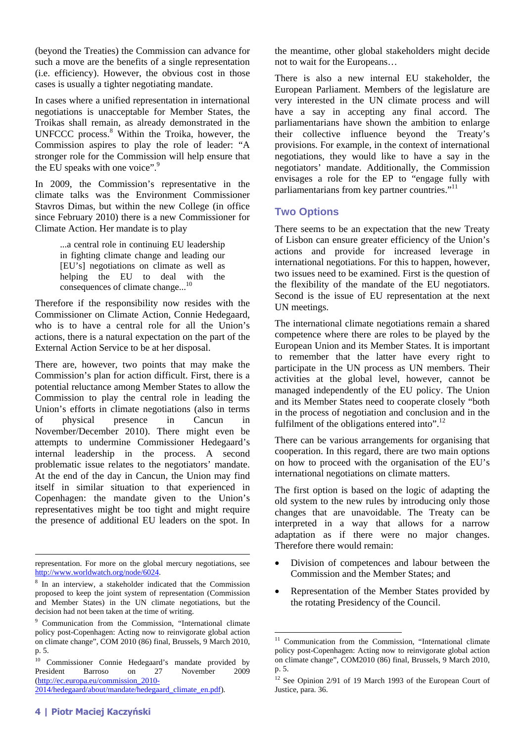(beyond the Treaties) the Commission can advance for such a move are the benefits of a single representation (i.e. efficiency). However, the obvious cost in those cases is usually a tighter negotiating mandate.

In cases where a unified representation in international negotiations is unacceptable for Member States, the Troikas shall remain, as already demonstrated in the UNFCCC process.[8] Within the Troika, however, the Commission aspires to play the role of leader: "A stronger role for the Commission will help ensure that the EU speaks with one voice".[9]

In 2009, the Commission's representative in the climate talks was the Environment Commissioner Stavros Dimas, but within the new College (in office since February 2010) there is a new Commissioner for Climate Action. Her mandate is to play

> ...a central role in continuing EU leadership in fighting climate change and leading our [EU's] negotiations on climate as well as helping the EU to deal with the consequences of climate change...[10]

Therefore if the responsibility now resides with the Commissioner on Climate Action, Connie Hedegaard, who is to have a central role for all the Union's actions, there is a natural expectation on the part of the External Action Service to be at her disposal.

There are, however, two points that may make the Commission's plan for action difficult. First, there is a potential reluctance among Member States to allow the Commission to play the central role in leading the Union's efforts in climate negotiations (also in terms of physical presence in Cancun in November/December 2010). There might even be attempts to undermine Commissioner Hedegaard's internal leadership in the process. A second problematic issue relates to the negotiators' mandate. At the end of the day in Cancun, the Union may find itself in similar situation to that experienced in Copenhagen: the mandate given to the Union's representatives might be too tight and might require the presence of additional EU leaders on the spot. In the meantime, other global stakeholders might decide not to wait for the Europeans…

There is also a new internal EU stakeholder, the European Parliament. Members of the legislature are very interested in the UN climate process and will have a say in accepting any final accord. The parliamentarians have shown the ambition to enlarge their collective influence beyond the Treaty's provisions. For example, in the context of international negotiations, they would like to have a say in the negotiators' mandate. Additionally, the Commission envisages a role for the EP to "engage fully with parliamentarians from key partner countries."[11]

## Two Options

There seems to be an expectation that the new Treaty of Lisbon can ensure greater efficiency of the Union's actions and provide for increased leverage in international negotiations. For this to happen, however, two issues need to be examined. First is the question of the flexibility of the mandate of the EU negotiators. Second is the issue of EU representation at the next UN meetings.

The international climate negotiations remain a shared competence where there are roles to be played by the European Union and its Member States. It is important to remember that the latter have every right to participate in the UN process as UN members. Their activities at the global level, however, cannot be managed independently of the EU policy. The Union and its Member States need to cooperate closely "both in the process of negotiation and conclusion and in the fulfilment of the obligations entered into".[12]

There can be various arrangements for organising that cooperation. In this regard, there are two main options on how to proceed with the organisation of the EU's international negotiations on climate matters.

The first option is based on the logic of adapting the old system to the new rules by introducing only those changes that are unavoidable. The Treaty can be interpreted in a way that allows for a narrow adaptation as if there were no major changes. Therefore there would remain:

- Division of competences and labour between the Commission and the Member States; and
- Representation of the Member States provided by the rotating Presidency of the Council.

---

representation. For more on the global mercury negotiations, see http://www.worldwatch.org/node/6024.

[8] In an interview, a stakeholder indicated that the Commission proposed to keep the joint system of representation (Commission and Member States) in the UN climate negotiations, but the decision had not been taken at the time of writing.

[9] Communication from the Commission, "International climate policy post-Copenhagen: Acting now to reinvigorate global action on climate change", COM 2010 (86) final, Brussels, 9 March 2010, p. 5.

[10] Commissioner Connie Hedegaard's mandate provided by President Barroso on 27 November 2009 (http://ec.europa.eu/commission_2010-2014/hedegaard/about/mandate/hedegaard_climate_en.pdf).

[11] Communication from the Commission, "International climate policy post-Copenhagen: Acting now to reinvigorate global action on climate change", COM2010 (86) final, Brussels, 9 March 2010, p. 5.

[12] See Opinion 2/91 of 19 March 1993 of the European Court of Justice, para. 36.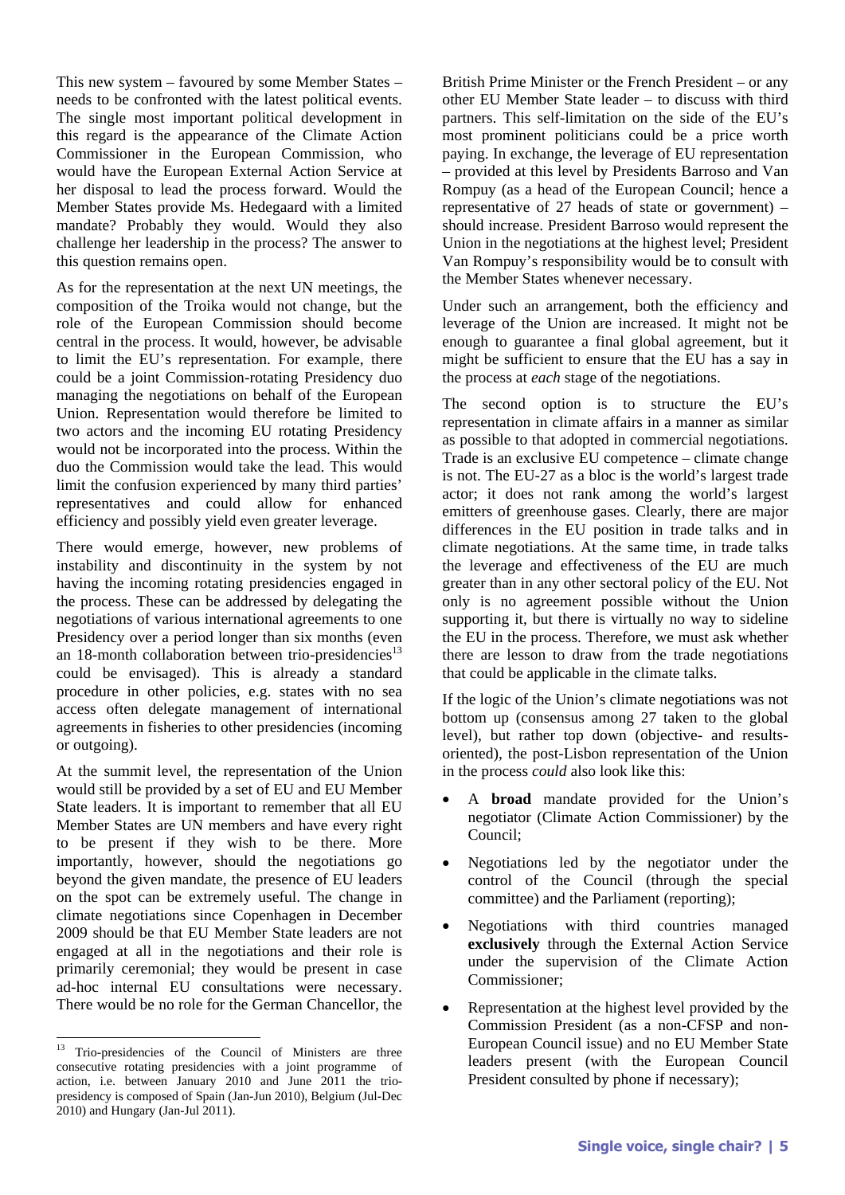This new system – favoured by some Member States – needs to be confronted with the latest political events. The single most important political development in this regard is the appearance of the Climate Action Commissioner in the European Commission, who would have the European External Action Service at her disposal to lead the process forward. Would the Member States provide Ms. Hedegaard with a limited mandate? Probably they would. Would they also challenge her leadership in the process? The answer to this question remains open.

As for the representation at the next UN meetings, the composition of the Troika would not change, but the role of the European Commission should become central in the process. It would, however, be advisable to limit the EU's representation. For example, there could be a joint Commission-rotating Presidency duo managing the negotiations on behalf of the European Union. Representation would therefore be limited to two actors and the incoming EU rotating Presidency would not be incorporated into the process. Within the duo the Commission would take the lead. This would limit the confusion experienced by many third parties' representatives and could allow for enhanced efficiency and possibly yield even greater leverage.

There would emerge, however, new problems of instability and discontinuity in the system by not having the incoming rotating presidencies engaged in the process. These can be addressed by delegating the negotiations of various international agreements to one Presidency over a period longer than six months (even an 18-month collaboration between trio-presidencies[13] could be envisaged). This is already a standard procedure in other policies, e.g. states with no sea access often delegate management of international agreements in fisheries to other presidencies (incoming or outgoing).

At the summit level, the representation of the Union would still be provided by a set of EU and EU Member State leaders. It is important to remember that all EU Member States are UN members and have every right to be present if they wish to be there. More importantly, however, should the negotiations go beyond the given mandate, the presence of EU leaders on the spot can be extremely useful. The change in climate negotiations since Copenhagen in December 2009 should be that EU Member State leaders are not engaged at all in the negotiations and their role is primarily ceremonial; they would be present in case ad-hoc internal EU consultations were necessary. There would be no role for the German Chancellor, the British Prime Minister or the French President – or any other EU Member State leader – to discuss with third partners. This self-limitation on the side of the EU's most prominent politicians could be a price worth paying. In exchange, the leverage of EU representation – provided at this level by Presidents Barroso and Van Rompuy (as a head of the European Council; hence a representative of 27 heads of state or government) – should increase. President Barroso would represent the Union in the negotiations at the highest level; President Van Rompuy's responsibility would be to consult with the Member States whenever necessary.

Under such an arrangement, both the efficiency and leverage of the Union are increased. It might not be enough to guarantee a final global agreement, but it might be sufficient to ensure that the EU has a say in the process at *each* stage of the negotiations.

The second option is to structure the EU's representation in climate affairs in a manner as similar as possible to that adopted in commercial negotiations. Trade is an exclusive EU competence – climate change is not. The EU-27 as a bloc is the world's largest trade actor; it does not rank among the world's largest emitters of greenhouse gases. Clearly, there are major differences in the EU position in trade talks and in climate negotiations. At the same time, in trade talks the leverage and effectiveness of the EU are much greater than in any other sectoral policy of the EU. Not only is no agreement possible without the Union supporting it, but there is virtually no way to sideline the EU in the process. Therefore, we must ask whether there are lesson to draw from the trade negotiations that could be applicable in the climate talks.

If the logic of the Union's climate negotiations was not bottom up (consensus among 27 taken to the global level), but rather top down (objective- and results-oriented), the post-Lisbon representation of the Union in the process *could* also look like this:

- A **broad** mandate provided for the Union's negotiator (Climate Action Commissioner) by the Council;
- Negotiations led by the negotiator under the control of the Council (through the special committee) and the Parliament (reporting);
- Negotiations with third countries managed **exclusively** through the External Action Service under the supervision of the Climate Action Commissioner;
- Representation at the highest level provided by the Commission President (as a non-CFSP and non-European Council issue) and no EU Member State leaders present (with the European Council President consulted by phone if necessary);

---

[13] Trio-presidencies of the Council of Ministers are three consecutive rotating presidencies with a joint programme of action, i.e. between January 2010 and June 2011 the trio-presidency is composed of Spain (Jan-Jun 2010), Belgium (Jul-Dec 2010) and Hungary (Jan-Jul 2011).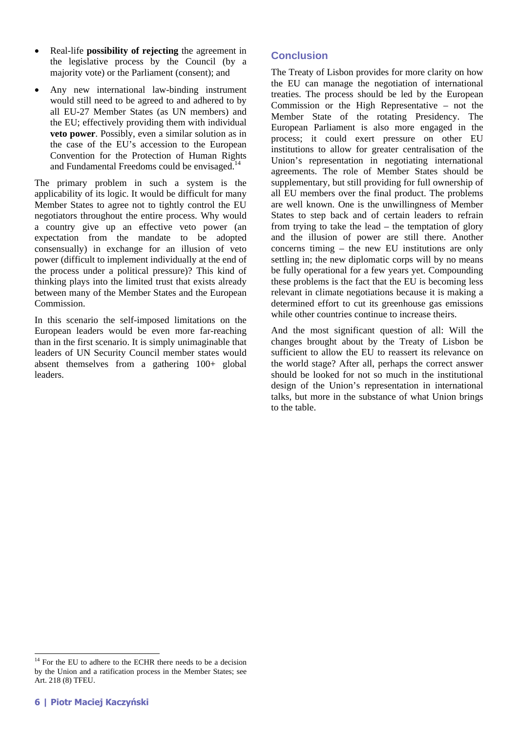- Real-life **possibility of rejecting** the agreement in the legislative process by the Council (by a majority vote) or the Parliament (consent); and
- Any new international law-binding instrument would still need to be agreed to and adhered to by all EU-27 Member States (as UN members) and the EU; effectively providing them with individual **veto power**. Possibly, even a similar solution as in the case of the EU's accession to the European Convention for the Protection of Human Rights and Fundamental Freedoms could be envisaged.[14]

The primary problem in such a system is the applicability of its logic. It would be difficult for many Member States to agree not to tightly control the EU negotiators throughout the entire process. Why would a country give up an effective veto power (an expectation from the mandate to be adopted consensually) in exchange for an illusion of veto power (difficult to implement individually at the end of the process under a political pressure)? This kind of thinking plays into the limited trust that exists already between many of the Member States and the European Commission.

In this scenario the self-imposed limitations on the European leaders would be even more far-reaching than in the first scenario. It is simply unimaginable that leaders of UN Security Council member states would absent themselves from a gathering 100+ global leaders.

## Conclusion

The Treaty of Lisbon provides for more clarity on how the EU can manage the negotiation of international treaties. The process should be led by the European Commission or the High Representative – not the Member State of the rotating Presidency. The European Parliament is also more engaged in the process; it could exert pressure on other EU institutions to allow for greater centralisation of the Union's representation in negotiating international agreements. The role of Member States should be supplementary, but still providing for full ownership of all EU members over the final product. The problems are well known. One is the unwillingness of Member States to step back and of certain leaders to refrain from trying to take the lead – the temptation of glory and the illusion of power are still there. Another concerns timing – the new EU institutions are only settling in; the new diplomatic corps will by no means be fully operational for a few years yet. Compounding these problems is the fact that the EU is becoming less relevant in climate negotiations because it is making a determined effort to cut its greenhouse gas emissions while other countries continue to increase theirs.

And the most significant question of all: Will the changes brought about by the Treaty of Lisbon be sufficient to allow the EU to reassert its relevance on the world stage? After all, perhaps the correct answer should be looked for not so much in the institutional design of the Union's representation in international talks, but more in the substance of what Union brings to the table.

[14] For the EU to adhere to the ECHR there needs to be a decision by the Union and a ratification process in the Member States; see Art. 218 (8) TFEU.